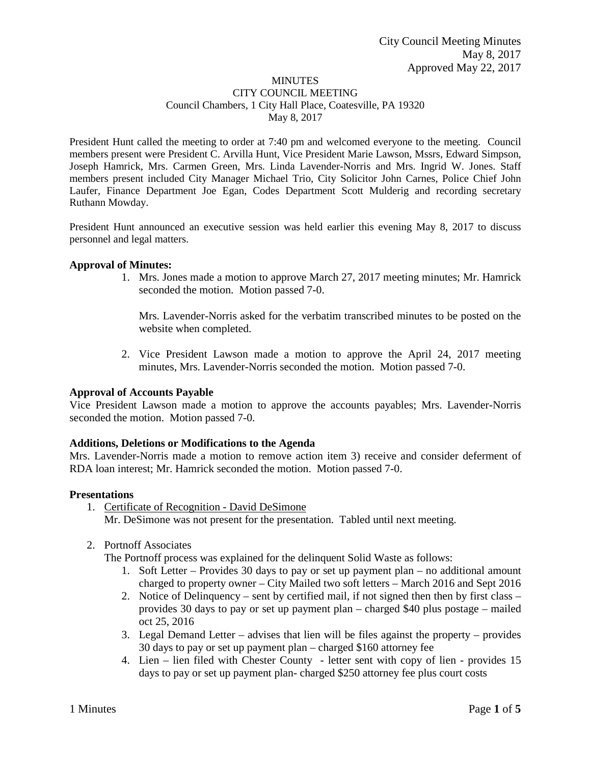City Council Meeting Minutes
May 8, 2017
Approved May 22, 2017

# MINUTES
## CITY COUNCIL MEETING
Council Chambers, 1 City Hall Place, Coatesville, PA 19320
May 8, 2017

President Hunt called the meeting to order at 7:40 pm and welcomed everyone to the meeting. Council members present were President C. Arvilla Hunt, Vice President Marie Lawson, Mssrs, Edward Simpson, Joseph Hamrick, Mrs. Carmen Green, Mrs. Linda Lavender-Norris and Mrs. Ingrid W. Jones. Staff members present included City Manager Michael Trio, City Solicitor John Carnes, Police Chief John Laufer, Finance Department Joe Egan, Codes Department Scott Mulderig and recording secretary Ruthann Mowday.

President Hunt announced an executive session was held earlier this evening May 8, 2017 to discuss personnel and legal matters.

**Approval of Minutes:**

1. Mrs. Jones made a motion to approve March 27, 2017 meeting minutes; Mr. Hamrick seconded the motion. Motion passed 7-0.

   Mrs. Lavender-Norris asked for the verbatim transcribed minutes to be posted on the website when completed.

2. Vice President Lawson made a motion to approve the April 24, 2017 meeting minutes, Mrs. Lavender-Norris seconded the motion. Motion passed 7-0.

**Approval of Accounts Payable**

Vice President Lawson made a motion to approve the accounts payables; Mrs. Lavender-Norris seconded the motion. Motion passed 7-0.

**Additions, Deletions or Modifications to the Agenda**

Mrs. Lavender-Norris made a motion to remove action item 3) receive and consider deferment of RDA loan interest; Mr. Hamrick seconded the motion. Motion passed 7-0.

**Presentations**

1. Certificate of Recognition - David DeSimone
   Mr. DeSimone was not present for the presentation. Tabled until next meeting.

2. Portnoff Associates
   The Portnoff process was explained for the delinquent Solid Waste as follows:
   1. Soft Letter – Provides 30 days to pay or set up payment plan – no additional amount charged to property owner – City Mailed two soft letters – March 2016 and Sept 2016
   2. Notice of Delinquency – sent by certified mail, if not signed then then by first class – provides 30 days to pay or set up payment plan – charged $40 plus postage – mailed oct 25, 2016
   3. Legal Demand Letter – advises that lien will be files against the property – provides 30 days to pay or set up payment plan – charged $160 attorney fee
   4. Lien – lien filed with Chester County - letter sent with copy of lien - provides 15 days to pay or set up payment plan- charged $250 attorney fee plus court costs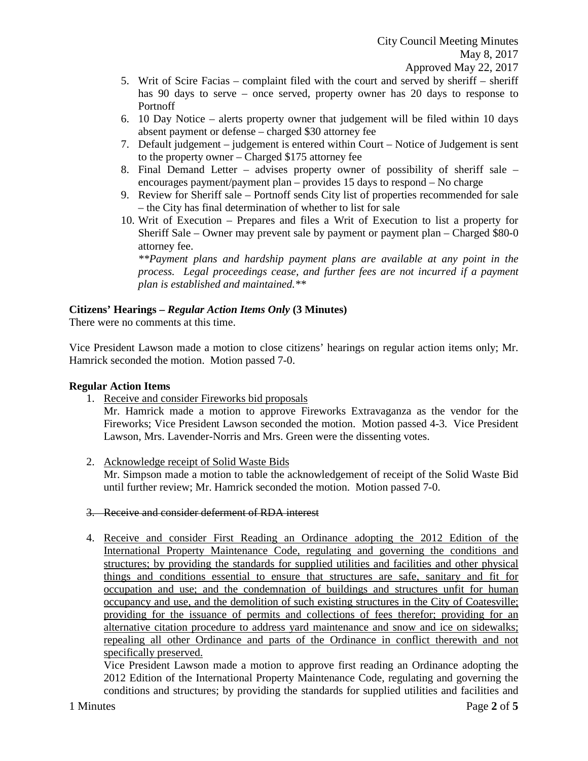5. Writ of Scire Facias – complaint filed with the court and served by sheriff – sheriff has 90 days to serve – once served, property owner has 20 days to response to Portnoff
6. 10 Day Notice – alerts property owner that judgement will be filed within 10 days absent payment or defense – charged $30 attorney fee
7. Default judgement – judgement is entered within Court – Notice of Judgement is sent to the property owner – Charged $175 attorney fee
8. Final Demand Letter – advises property owner of possibility of sheriff sale – encourages payment/payment plan – provides 15 days to respond – No charge
9. Review for Sheriff sale – Portnoff sends City list of properties recommended for sale – the City has final determination of whether to list for sale
10. Writ of Execution – Prepares and files a Writ of Execution to list a property for Sheriff Sale – Owner may prevent sale by payment or payment plan – Charged $80-0 attorney fee.

    *\*\*Payment plans and hardship payment plans are available at any point in the process. Legal proceedings cease, and further fees are not incurred if a payment plan is established and maintained.\*\**

**Citizens' Hearings – *Regular Action Items Only* (3 Minutes)**

There were no comments at this time.

Vice President Lawson made a motion to close citizens' hearings on regular action items only; Mr. Hamrick seconded the motion. Motion passed 7-0.

**Regular Action Items**

1. <u>Receive and consider Fireworks bid proposals</u>

   Mr. Hamrick made a motion to approve Fireworks Extravaganza as the vendor for the Fireworks; Vice President Lawson seconded the motion. Motion passed 4-3. Vice President Lawson, Mrs. Lavender-Norris and Mrs. Green were the dissenting votes.

2. <u>Acknowledge receipt of Solid Waste Bids</u>

   Mr. Simpson made a motion to table the acknowledgement of receipt of the Solid Waste Bid until further review; Mr. Hamrick seconded the motion. Motion passed 7-0.

3. ~~Receive and consider deferment of RDA interest~~

4. <u>Receive and consider First Reading an Ordinance adopting the 2012 Edition of the International Property Maintenance Code, regulating and governing the conditions and structures; by providing the standards for supplied utilities and facilities and other physical things and conditions essential to ensure that structures are safe, sanitary and fit for occupation and use; and the condemnation of buildings and structures unfit for human occupancy and use, and the demolition of such existing structures in the City of Coatesville; providing for the issuance of permits and collections of fees therefor; providing for an alternative citation procedure to address yard maintenance and snow and ice on sidewalks; repealing all other Ordinance and parts of the Ordinance in conflict therewith and not specifically preserved.</u>

   Vice President Lawson made a motion to approve first reading an Ordinance adopting the 2012 Edition of the International Property Maintenance Code, regulating and governing the conditions and structures; by providing the standards for supplied utilities and facilities and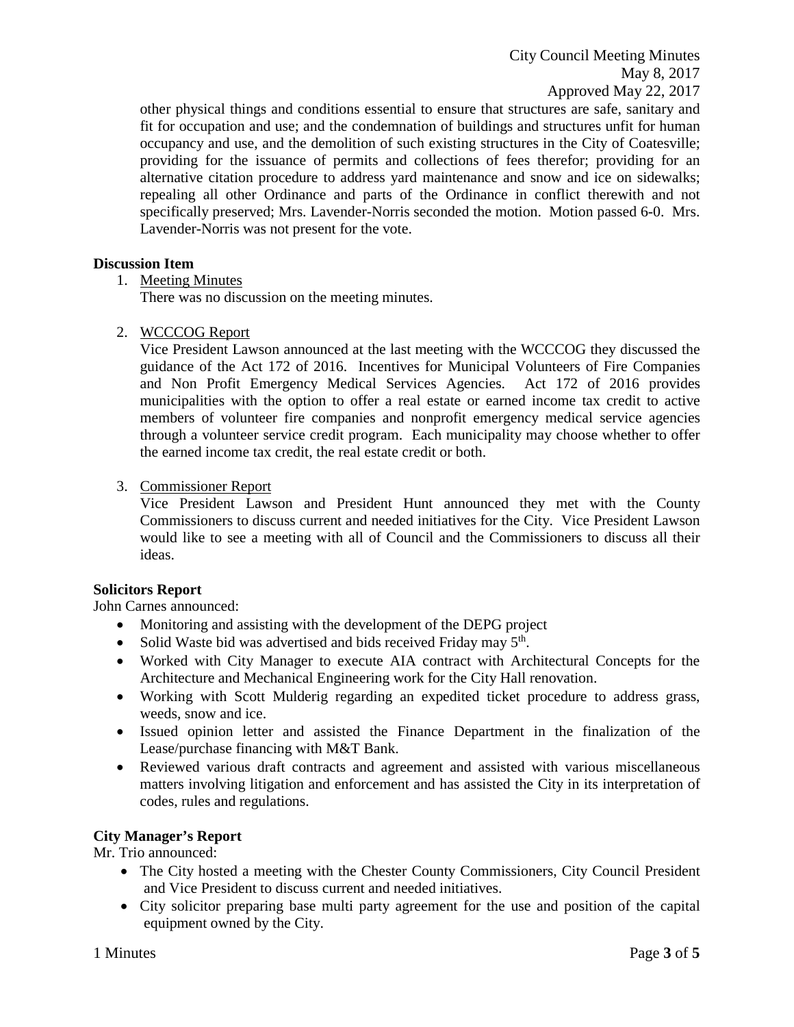other physical things and conditions essential to ensure that structures are safe, sanitary and fit for occupation and use; and the condemnation of buildings and structures unfit for human occupancy and use, and the demolition of such existing structures in the City of Coatesville; providing for the issuance of permits and collections of fees therefor; providing for an alternative citation procedure to address yard maintenance and snow and ice on sidewalks; repealing all other Ordinance and parts of the Ordinance in conflict therewith and not specifically preserved; Mrs. Lavender-Norris seconded the motion. Motion passed 6-0. Mrs. Lavender-Norris was not present for the vote.

**Discussion Item**

1. Meeting Minutes
   There was no discussion on the meeting minutes.

2. WCCCOG Report
   Vice President Lawson announced at the last meeting with the WCCCOG they discussed the guidance of the Act 172 of 2016. Incentives for Municipal Volunteers of Fire Companies and Non Profit Emergency Medical Services Agencies. Act 172 of 2016 provides municipalities with the option to offer a real estate or earned income tax credit to active members of volunteer fire companies and nonprofit emergency medical service agencies through a volunteer service credit program. Each municipality may choose whether to offer the earned income tax credit, the real estate credit or both.

3. Commissioner Report
   Vice President Lawson and President Hunt announced they met with the County Commissioners to discuss current and needed initiatives for the City. Vice President Lawson would like to see a meeting with all of Council and the Commissioners to discuss all their ideas.

**Solicitors Report**

John Carnes announced:

- Monitoring and assisting with the development of the DEPG project
- Solid Waste bid was advertised and bids received Friday may 5th.
- Worked with City Manager to execute AIA contract with Architectural Concepts for the Architecture and Mechanical Engineering work for the City Hall renovation.
- Working with Scott Mulderig regarding an expedited ticket procedure to address grass, weeds, snow and ice.
- Issued opinion letter and assisted the Finance Department in the finalization of the Lease/purchase financing with M&T Bank.
- Reviewed various draft contracts and agreement and assisted with various miscellaneous matters involving litigation and enforcement and has assisted the City in its interpretation of codes, rules and regulations.

**City Manager's Report**

Mr. Trio announced:

- The City hosted a meeting with the Chester County Commissioners, City Council President and Vice President to discuss current and needed initiatives.
- City solicitor preparing base multi party agreement for the use and position of the capital equipment owned by the City.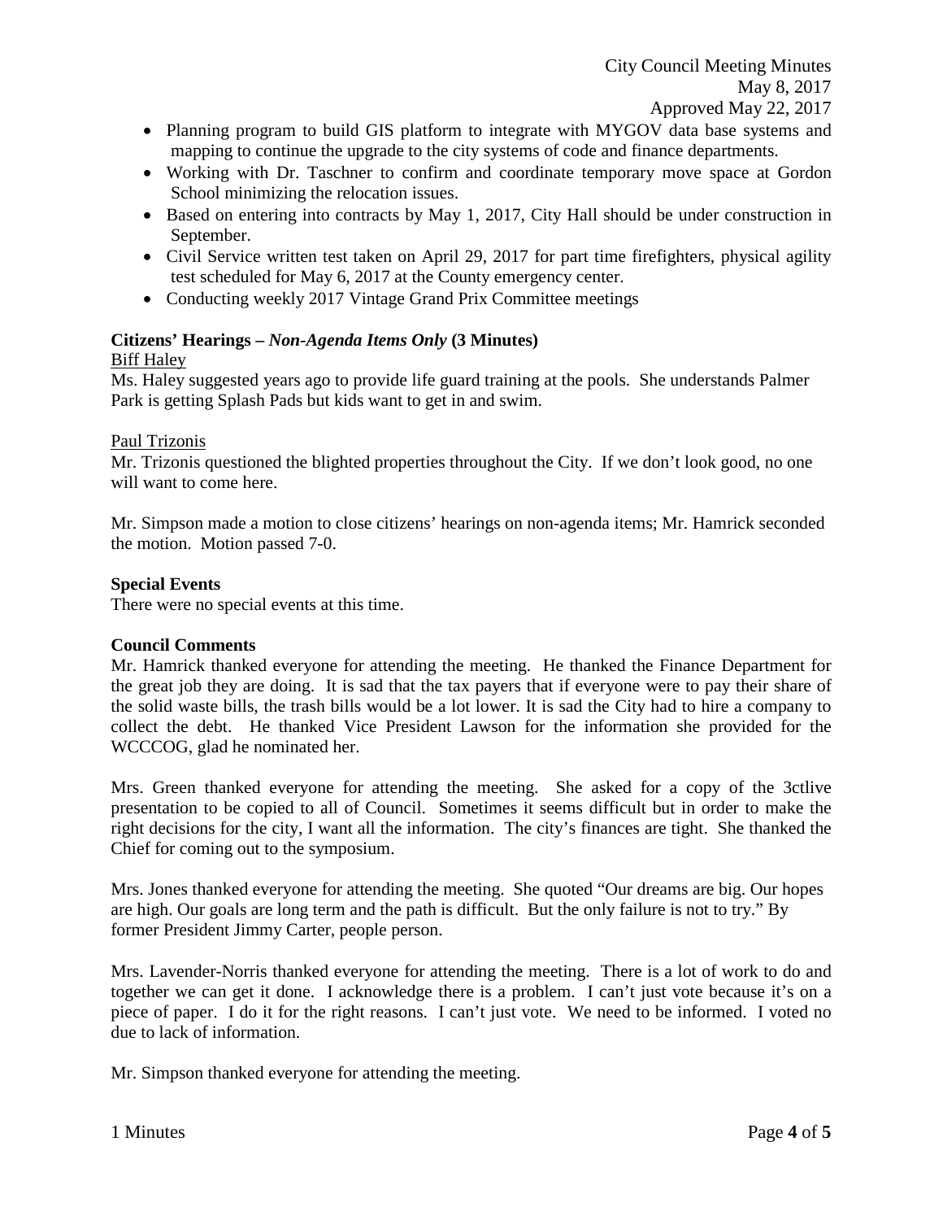- Planning program to build GIS platform to integrate with MYGOV data base systems and mapping to continue the upgrade to the city systems of code and finance departments.
- Working with Dr. Taschner to confirm and coordinate temporary move space at Gordon School minimizing the relocation issues.
- Based on entering into contracts by May 1, 2017, City Hall should be under construction in September.
- Civil Service written test taken on April 29, 2017 for part time firefighters, physical agility test scheduled for May 6, 2017 at the County emergency center.
- Conducting weekly 2017 Vintage Grand Prix Committee meetings

**Citizens' Hearings –** ***Non-Agenda Items Only*** **(3 Minutes)**

Biff Haley

Ms. Haley suggested years ago to provide life guard training at the pools. She understands Palmer Park is getting Splash Pads but kids want to get in and swim.

Paul Trizonis

Mr. Trizonis questioned the blighted properties throughout the City. If we don't look good, no one will want to come here.

Mr. Simpson made a motion to close citizens' hearings on non-agenda items; Mr. Hamrick seconded the motion. Motion passed 7-0.

**Special Events**

There were no special events at this time.

**Council Comments**

Mr. Hamrick thanked everyone for attending the meeting. He thanked the Finance Department for the great job they are doing. It is sad that the tax payers that if everyone were to pay their share of the solid waste bills, the trash bills would be a lot lower. It is sad the City had to hire a company to collect the debt. He thanked Vice President Lawson for the information she provided for the WCCCOG, glad he nominated her.

Mrs. Green thanked everyone for attending the meeting. She asked for a copy of the 3ctlive presentation to be copied to all of Council. Sometimes it seems difficult but in order to make the right decisions for the city, I want all the information. The city's finances are tight. She thanked the Chief for coming out to the symposium.

Mrs. Jones thanked everyone for attending the meeting. She quoted "Our dreams are big. Our hopes are high. Our goals are long term and the path is difficult. But the only failure is not to try." By former President Jimmy Carter, people person.

Mrs. Lavender-Norris thanked everyone for attending the meeting. There is a lot of work to do and together we can get it done. I acknowledge there is a problem. I can't just vote because it's on a piece of paper. I do it for the right reasons. I can't just vote. We need to be informed. I voted no due to lack of information.

Mr. Simpson thanked everyone for attending the meeting.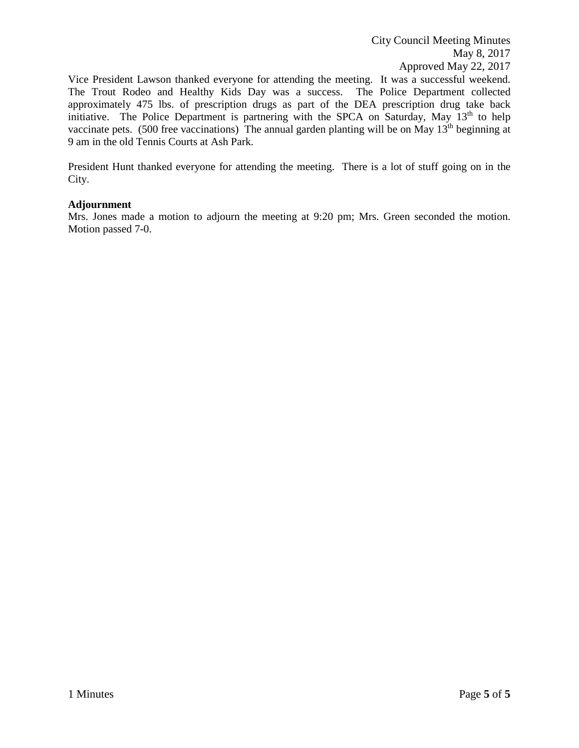Vice President Lawson thanked everyone for attending the meeting. It was a successful weekend. The Trout Rodeo and Healthy Kids Day was a success. The Police Department collected approximately 475 lbs. of prescription drugs as part of the DEA prescription drug take back initiative. The Police Department is partnering with the SPCA on Saturday, May 13th to help vaccinate pets. (500 free vaccinations) The annual garden planting will be on May 13th beginning at 9 am in the old Tennis Courts at Ash Park.

President Hunt thanked everyone for attending the meeting. There is a lot of stuff going on in the City.

**Adjournment**

Mrs. Jones made a motion to adjourn the meeting at 9:20 pm; Mrs. Green seconded the motion. Motion passed 7-0.